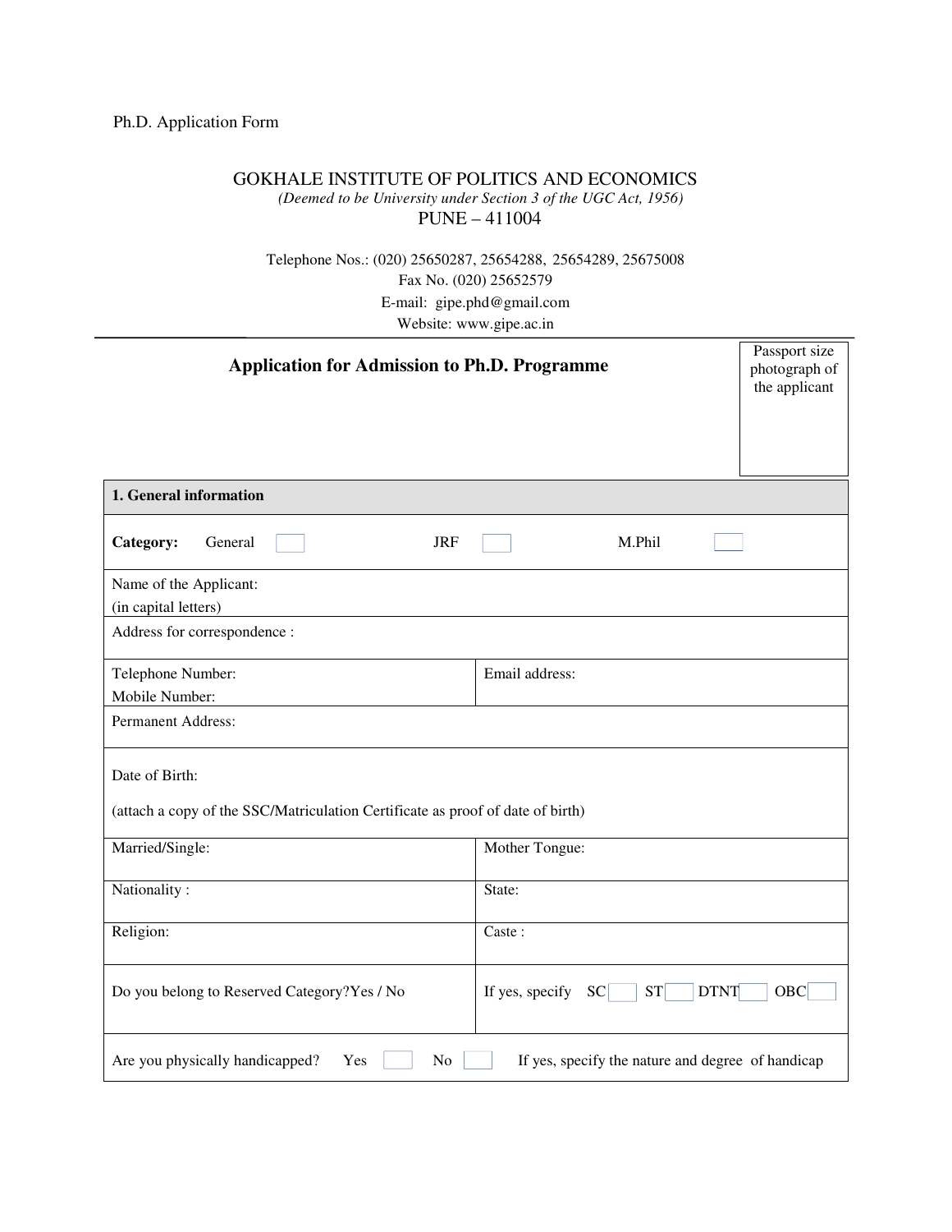Ph.D. Application Form

# GOKHALE INSTITUTE OF POLITICS AND ECONOMICS

*(Deemed to be University under Section 3 of the UGC Act, 1956)*

PUNE – 411004

Telephone Nos.: (020) 25650287, 25654288, 25654289, 25675008
Fax No. (020) 25652579
E-mail: gipe.phd@gmail.com
Website: www.gipe.ac.in

---

## Application for Admission to Ph.D. Programme

Passport size photograph of the applicant

| **1. General information** | |
|---|---|
| **Category:** General ☐ JRF ☐ M.Phil ☐ | |
| Name of the Applicant: (in capital letters) | |
| Address for correspondence : | |
| Telephone Number: Mobile Number: | Email address: |
| Permanent Address: | |
| Date of Birth: (attach a copy of the SSC/Matriculation Certificate as proof of date of birth) | |
| Married/Single: | Mother Tongue: |
| Nationality : | State: |
| Religion: | Caste : |
| Do you belong to Reserved Category?Yes / No | If yes, specify SC ☐ ST ☐ DTNT ☐ OBC ☐ |
| Are you physically handicapped? Yes ☐ No ☐ If yes, specify the nature and degree of handicap | |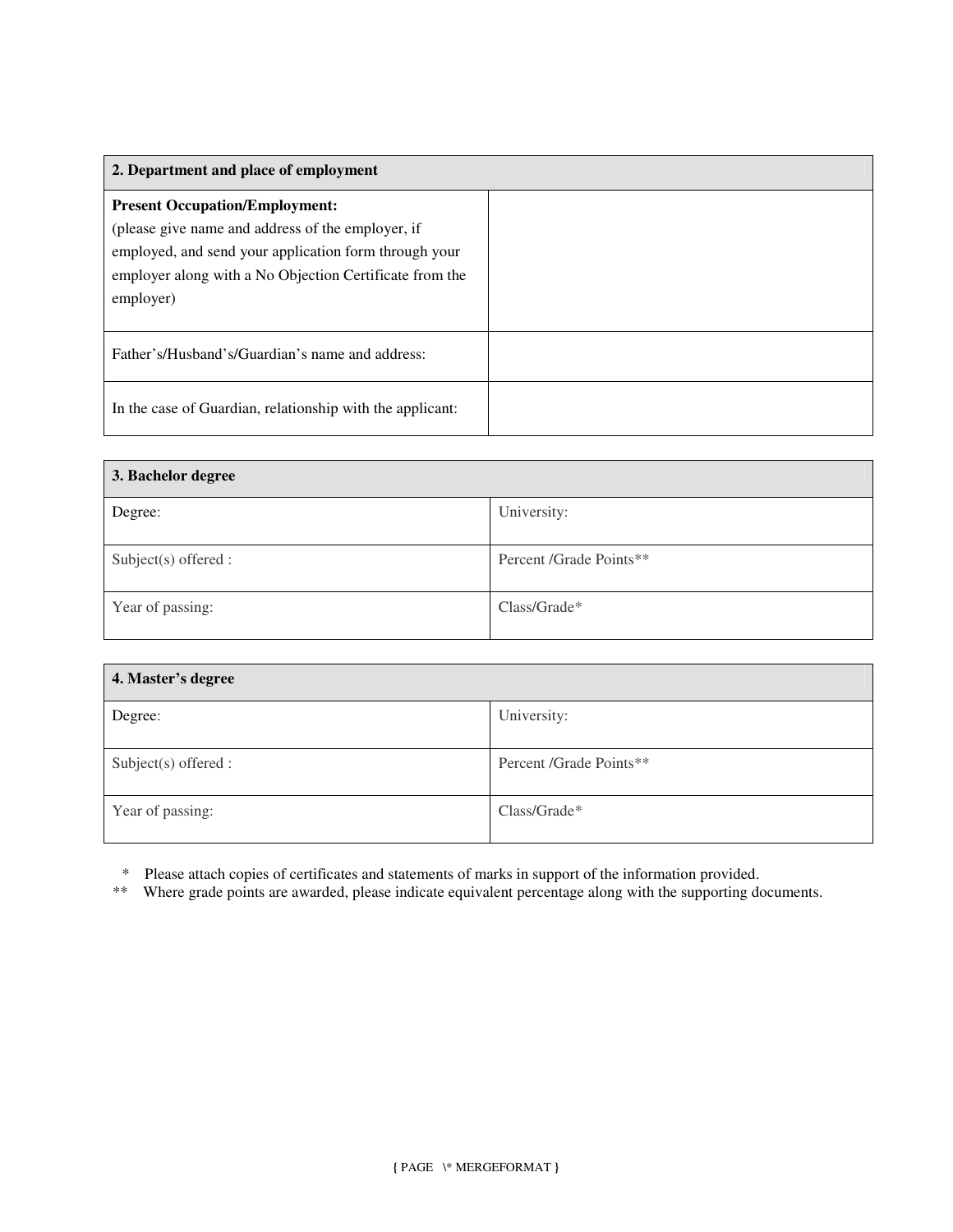| 2. Department and place of employment | |
|---|---|
| **Present Occupation/Employment:** (please give name and address of the employer, if employed, and send your application form through your employer along with a No Objection Certificate from the employer) | |
| Father's/Husband's/Guardian's name and address: | |
| In the case of Guardian, relationship with the applicant: | |

| 3. Bachelor degree | |
|---|---|
| Degree: | University: |
| Subject(s) offered : | Percent /Grade Points** |
| Year of passing: | Class/Grade* |

| 4. Master's degree | |
|---|---|
| Degree: | University: |
| Subject(s) offered : | Percent /Grade Points** |
| Year of passing: | Class/Grade* |

\* Please attach copies of certificates and statements of marks in support of the information provided.

\*\* Where grade points are awarded, please indicate equivalent percentage along with the supporting documents.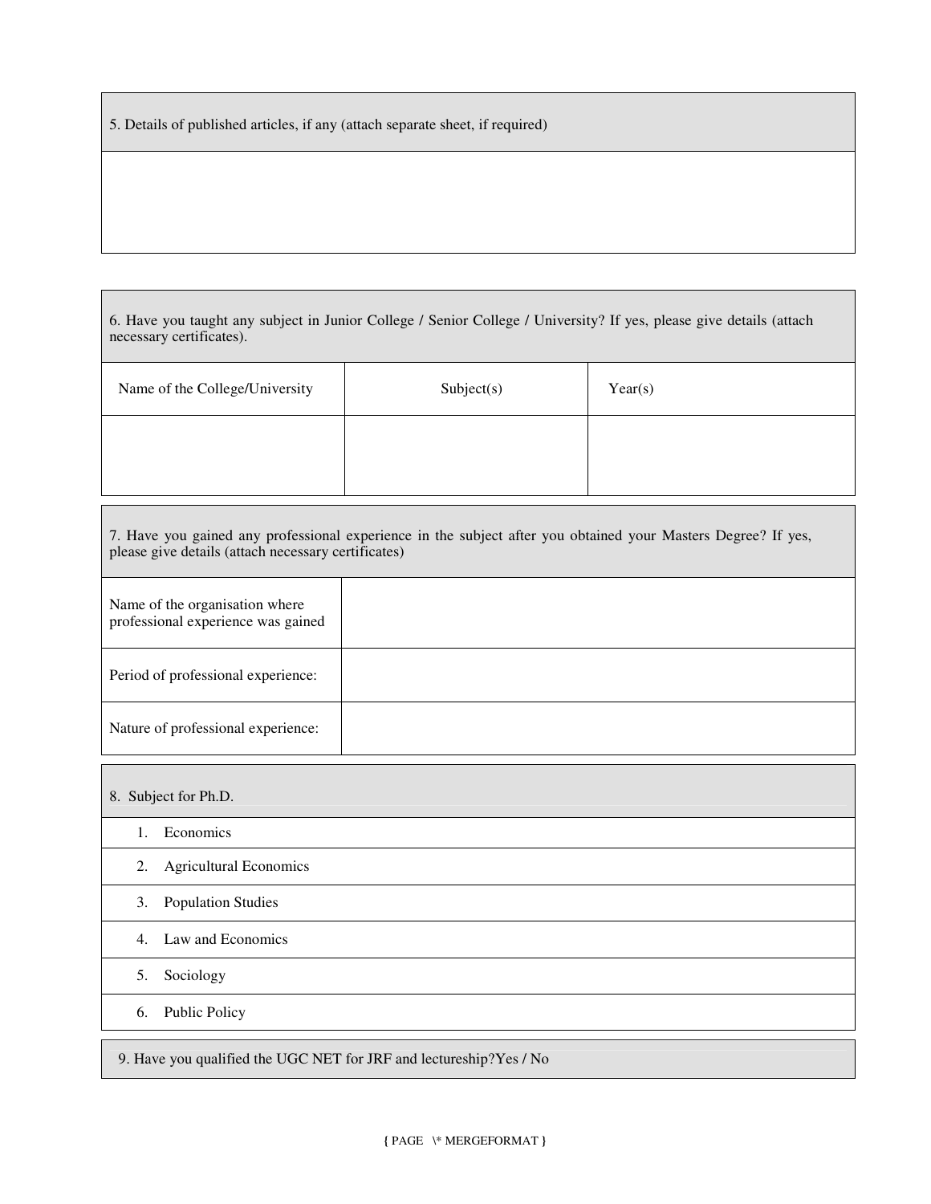5. Details of published articles, if any (attach separate sheet, if required)

6. Have you taught any subject in Junior College / Senior College / University? If yes, please give details (attach necessary certificates).

| Name of the College/University | Subject(s) | Year(s) |
|---|---|---|
| | | |

7. Have you gained any professional experience in the subject after you obtained your Masters Degree? If yes, please give details (attach necessary certificates)

| | |
|---|---|
| Name of the organisation where professional experience was gained | |
| Period of professional experience: | |
| Nature of professional experience: | |

8. Subject for Ph.D.

1. Economics
2. Agricultural Economics
3. Population Studies
4. Law and Economics
5. Sociology
6. Public Policy

9. Have you qualified the UGC NET for JRF and lectureship?Yes / No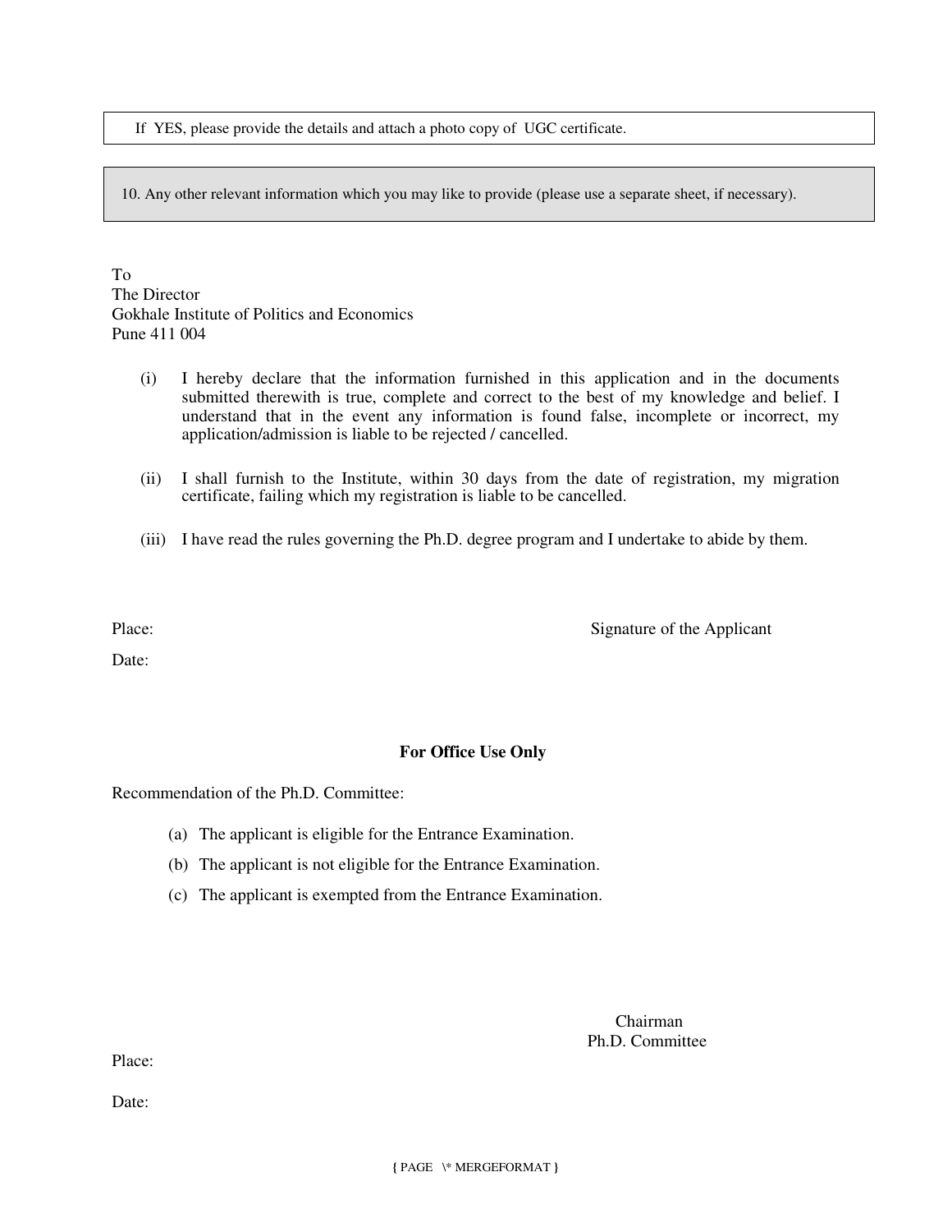If YES, please provide the details and attach a photo copy of UGC certificate.

10. Any other relevant information which you may like to provide (please use a separate sheet, if necessary).

To
The Director
Gokhale Institute of Politics and Economics
Pune 411 004

(i) I hereby declare that the information furnished in this application and in the documents submitted therewith is true, complete and correct to the best of my knowledge and belief. I understand that in the event any information is found false, incomplete or incorrect, my application/admission is liable to be rejected / cancelled.

(ii) I shall furnish to the Institute, within 30 days from the date of registration, my migration certificate, failing which my registration is liable to be cancelled.

(iii) I have read the rules governing the Ph.D. degree program and I undertake to abide by them.

Place:

Signature of the Applicant

Date:

**For Office Use Only**

Recommendation of the Ph.D. Committee:

(a) The applicant is eligible for the Entrance Examination.

(b) The applicant is not eligible for the Entrance Examination.

(c) The applicant is exempted from the Entrance Examination.

Chairman
Ph.D. Committee

Place:

Date: